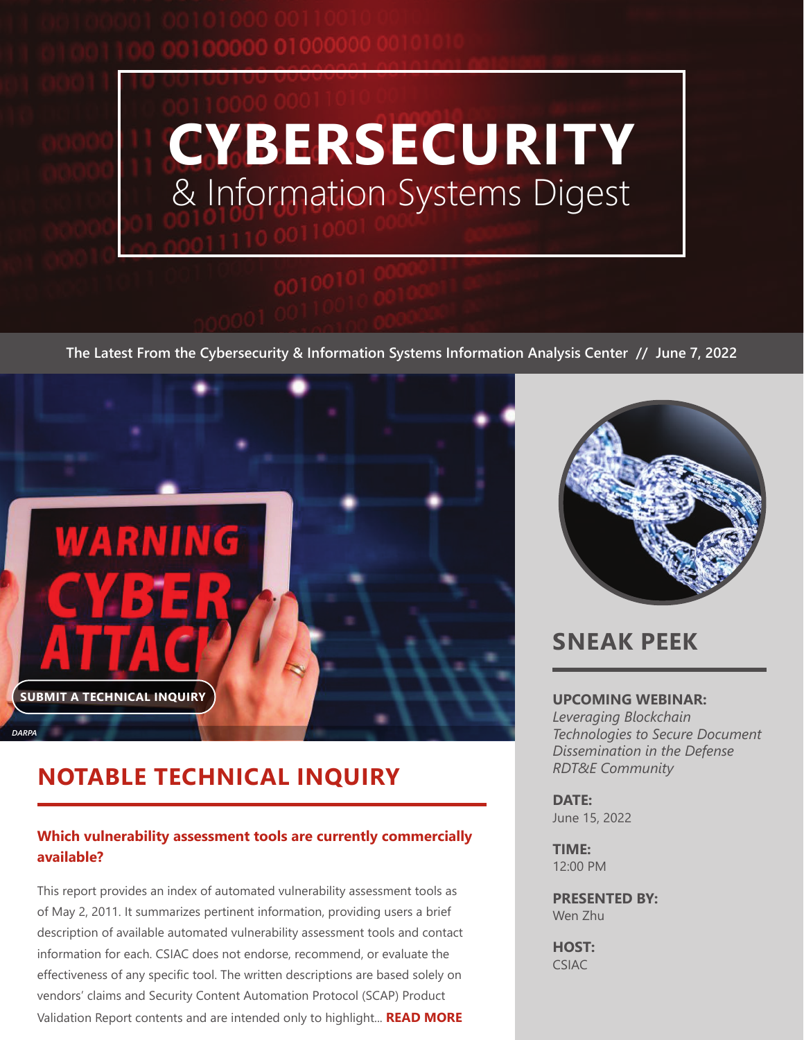# CYBERSECURITY
## & Information Systems Digest

**The Latest From the Cybersecurity & Information Systems Information Analysis Center // June 7, 2022**

SUBMIT A TECHNICAL INQUIRY

*DARPA*

## NOTABLE TECHNICAL INQUIRY

### Which vulnerability assessment tools are currently commercially available?

This report provides an index of automated vulnerability assessment tools as of May 2, 2011. It summarizes pertinent information, providing users a brief description of available automated vulnerability assessment tools and contact information for each. CSIAC does not endorse, recommend, or evaluate the effectiveness of any specific tool. The written descriptions are based solely on vendors' claims and Security Content Automation Protocol (SCAP) Product Validation Report contents and are intended only to highlight... **READ MORE**

## SNEAK PEEK

**UPCOMING WEBINAR:**
*Leveraging Blockchain Technologies to Secure Document Dissemination in the Defense RDT&E Community*

**DATE:**
June 15, 2022

**TIME:**
12:00 PM

**PRESENTED BY:**
Wen Zhu

**HOST:**
CSIAC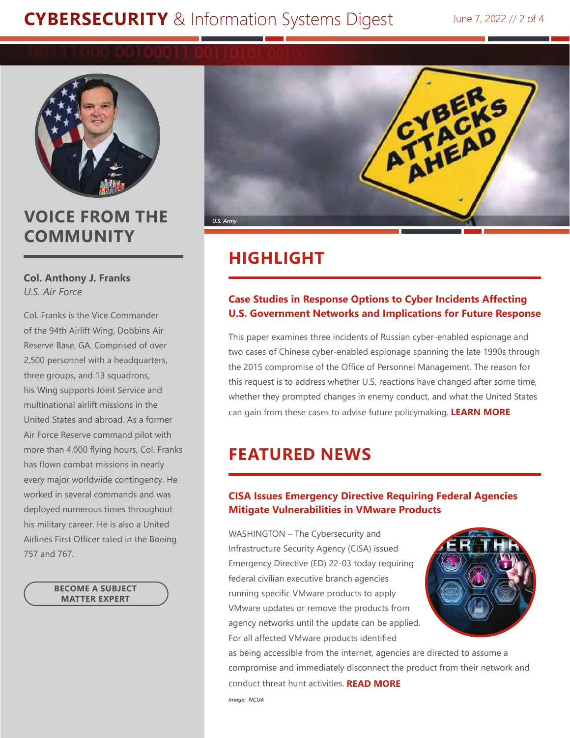## VOICE FROM THE COMMUNITY

**Col. Anthony J. Franks**
*U.S. Air Force*

Col. Franks is the Vice Commander of the 94th Airlift Wing, Dobbins Air Reserve Base, GA. Comprised of over 2,500 personnel with a headquarters, three groups, and 13 squadrons, his Wing supports Joint Service and multinational airlift missions in the United States and abroad. As a former Air Force Reserve command pilot with more than 4,000 flying hours, Col. Franks has flown combat missions in nearly every major worldwide contingency. He worked in several commands and was deployed numerous times throughout his military career. He is also a United Airlines First Officer rated in the Boeing 757 and 767.

**BECOME A SUBJECT MATTER EXPERT**

*U.S. Army*

## HIGHLIGHT

### Case Studies in Response Options to Cyber Incidents Affecting U.S. Government Networks and Implications for Future Response

This paper examines three incidents of Russian cyber-enabled espionage and two cases of Chinese cyber-enabled espionage spanning the late 1990s through the 2015 compromise of the Office of Personnel Management. The reason for this request is to address whether U.S. reactions have changed after some time, whether they prompted changes in enemy conduct, and what the United States can gain from these cases to advise future policymaking. **LEARN MORE**

## FEATURED NEWS

### CISA Issues Emergency Directive Requiring Federal Agencies Mitigate Vulnerabilities in VMware Products

WASHINGTON – The Cybersecurity and Infrastructure Security Agency (CISA) issued Emergency Directive (ED) 22-03 today requiring federal civilian executive branch agencies running specific VMware products to apply VMware updates or remove the products from agency networks until the update can be applied. For all affected VMware products identified as being accessible from the internet, agencies are directed to assume a compromise and immediately disconnect the product from their network and conduct threat hunt activities. **READ MORE**

*Image: NCUA*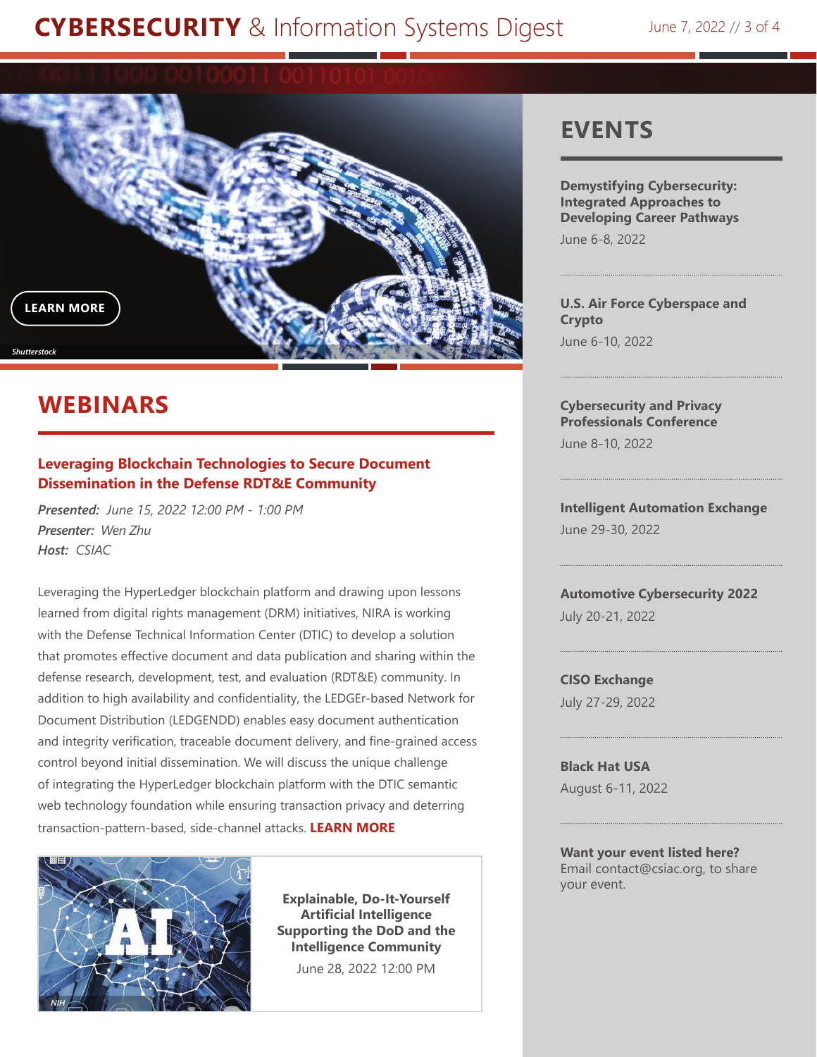LEARN MORE

*Shutterstock*

## WEBINARS

### Leveraging Blockchain Technologies to Secure Document Dissemination in the Defense RDT&E Community

***Presented:*** *June 15, 2022 12:00 PM - 1:00 PM*
***Presenter:*** *Wen Zhu*
***Host:*** *CSIAC*

Leveraging the HyperLedger blockchain platform and drawing upon lessons learned from digital rights management (DRM) initiatives, NIRA is working with the Defense Technical Information Center (DTIC) to develop a solution that promotes effective document and data publication and sharing within the defense research, development, test, and evaluation (RDT&E) community. In addition to high availability and confidentiality, the LEDGEr-based Network for Document Distribution (LEDGENDD) enables easy document authentication and integrity verification, traceable document delivery, and fine-grained access control beyond initial dissemination. We will discuss the unique challenge of integrating the HyperLedger blockchain platform with the DTIC semantic web technology foundation while ensuring transaction privacy and deterring transaction-pattern-based, side-channel attacks. **LEARN MORE**

*NIH*

**Explainable, Do-It-Yourself Artificial Intelligence Supporting the DoD and the Intelligence Community**

June 28, 2022 12:00 PM

## EVENTS

**Demystifying Cybersecurity: Integrated Approaches to Developing Career Pathways**
June 6-8, 2022

**U.S. Air Force Cyberspace and Crypto**
June 6-10, 2022

**Cybersecurity and Privacy Professionals Conference**
June 8-10, 2022

**Intelligent Automation Exchange**
June 29-30, 2022

**Automotive Cybersecurity 2022**
July 20-21, 2022

**CISO Exchange**
July 27-29, 2022

**Black Hat USA**
August 6-11, 2022

**Want your event listed here?**
Email contact@csiac.org, to share your event.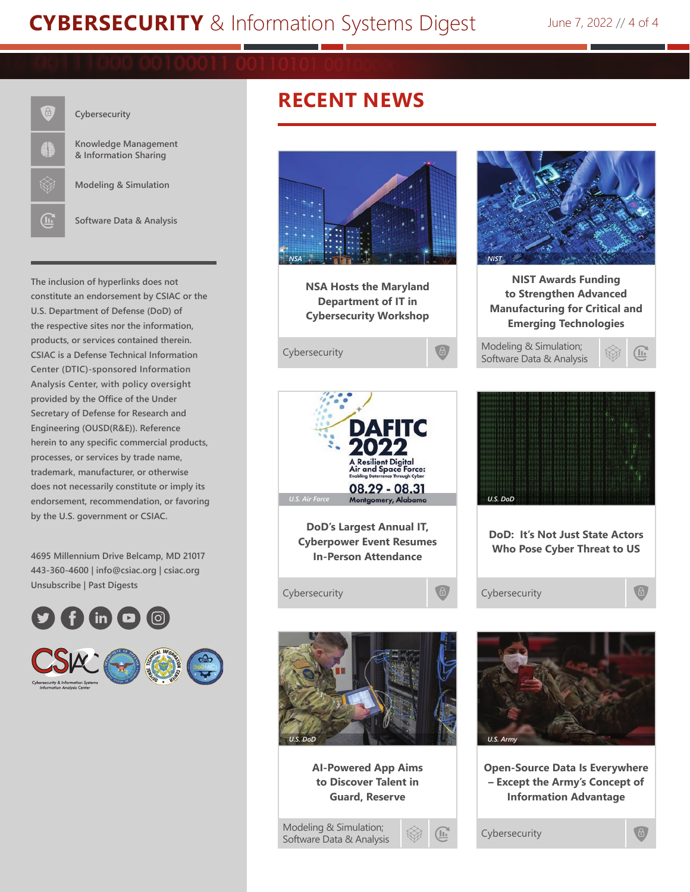Cybersecurity

Knowledge Management & Information Sharing

Modeling & Simulation

Software Data & Analysis

The inclusion of hyperlinks does not constitute an endorsement by CSIAC or the U.S. Department of Defense (DoD) of the respective sites nor the information, products, or services contained therein. CSIAC is a Defense Technical Information Center (DTIC)-sponsored Information Analysis Center, with policy oversight provided by the Office of the Under Secretary of Defense for Research and Engineering (OUSD(R&E)). Reference herein to any specific commercial products, processes, or services by trade name, trademark, manufacturer, or otherwise does not necessarily constitute or imply its endorsement, recommendation, or favoring by the U.S. government or CSIAC.

4695 Millennium Drive Belcamp, MD 21017
443-360-4600 | info@csiac.org | csiac.org
Unsubscribe | Past Digests

# RECENT NEWS

NSA

**NSA Hosts the Maryland Department of IT in Cybersecurity Workshop**

Cybersecurity

NIST

**NIST Awards Funding to Strengthen Advanced Manufacturing for Critical and Emerging Technologies**

Modeling & Simulation; Software Data & Analysis

U.S. Air Force

**DoD's Largest Annual IT, Cyberpower Event Resumes In-Person Attendance**

Cybersecurity

U.S. DoD

**DoD: It's Not Just State Actors Who Pose Cyber Threat to US**

Cybersecurity

U.S. DoD

**AI-Powered App Aims to Discover Talent in Guard, Reserve**

Modeling & Simulation; Software Data & Analysis

U.S. Army

**Open-Source Data Is Everywhere – Except the Army's Concept of Information Advantage**

Cybersecurity